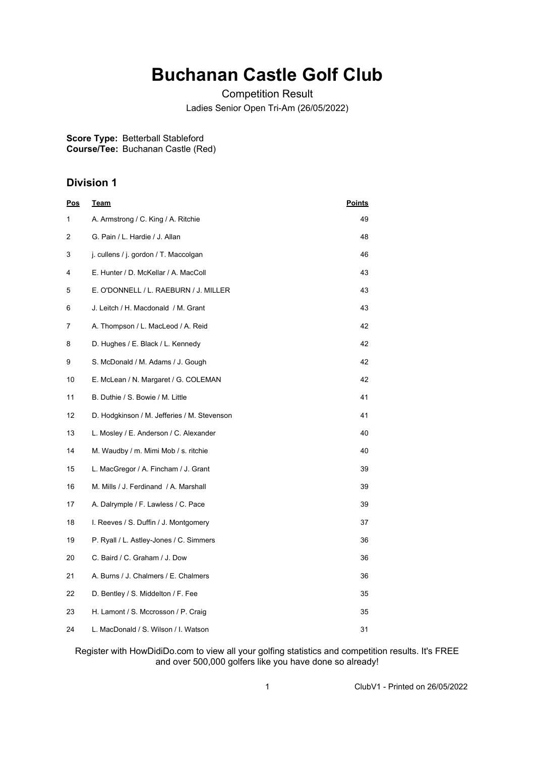# Buchanan Castle Golf Club

Competition Result

Ladies Senior Open Tri-Am (26/05/2022)

**Score Type:** Betterball Stableford
**Course/Tee:** Buchanan Castle (Red)

## Division 1

| Pos | Team | Points |
|---|---|---|
| 1 | A. Armstrong / C. King / A. Ritchie | 49 |
| 2 | G. Pain / L. Hardie / J. Allan | 48 |
| 3 | j. cullens / j. gordon / T. Maccolgan | 46 |
| 4 | E. Hunter / D. McKellar / A. MacColl | 43 |
| 5 | E. O'DONNELL / L. RAEBURN / J. MILLER | 43 |
| 6 | J. Leitch / H. Macdonald / M. Grant | 43 |
| 7 | A. Thompson / L. MacLeod / A. Reid | 42 |
| 8 | D. Hughes / E. Black / L. Kennedy | 42 |
| 9 | S. McDonald / M. Adams / J. Gough | 42 |
| 10 | E. McLean / N. Margaret / G. COLEMAN | 42 |
| 11 | B. Duthie / S. Bowie / M. Little | 41 |
| 12 | D. Hodgkinson / M. Jefferies / M. Stevenson | 41 |
| 13 | L. Mosley / E. Anderson / C. Alexander | 40 |
| 14 | M. Waudby / m. Mimi Mob / s. ritchie | 40 |
| 15 | L. MacGregor / A. Fincham / J. Grant | 39 |
| 16 | M. Mills / J. Ferdinand / A. Marshall | 39 |
| 17 | A. Dalrymple / F. Lawless / C. Pace | 39 |
| 18 | I. Reeves / S. Duffin / J. Montgomery | 37 |
| 19 | P. Ryall / L. Astley-Jones / C. Simmers | 36 |
| 20 | C. Baird / C. Graham / J. Dow | 36 |
| 21 | A. Burns / J. Chalmers / E. Chalmers | 36 |
| 22 | D. Bentley / S. Middelton / F. Fee | 35 |
| 23 | H. Lamont / S. Mccrosson / P. Craig | 35 |
| 24 | L. MacDonald / S. Wilson / I. Watson | 31 |

Register with HowDidiDo.com to view all your golfing statistics and competition results. It's FREE and over 500,000 golfers like you have done so already!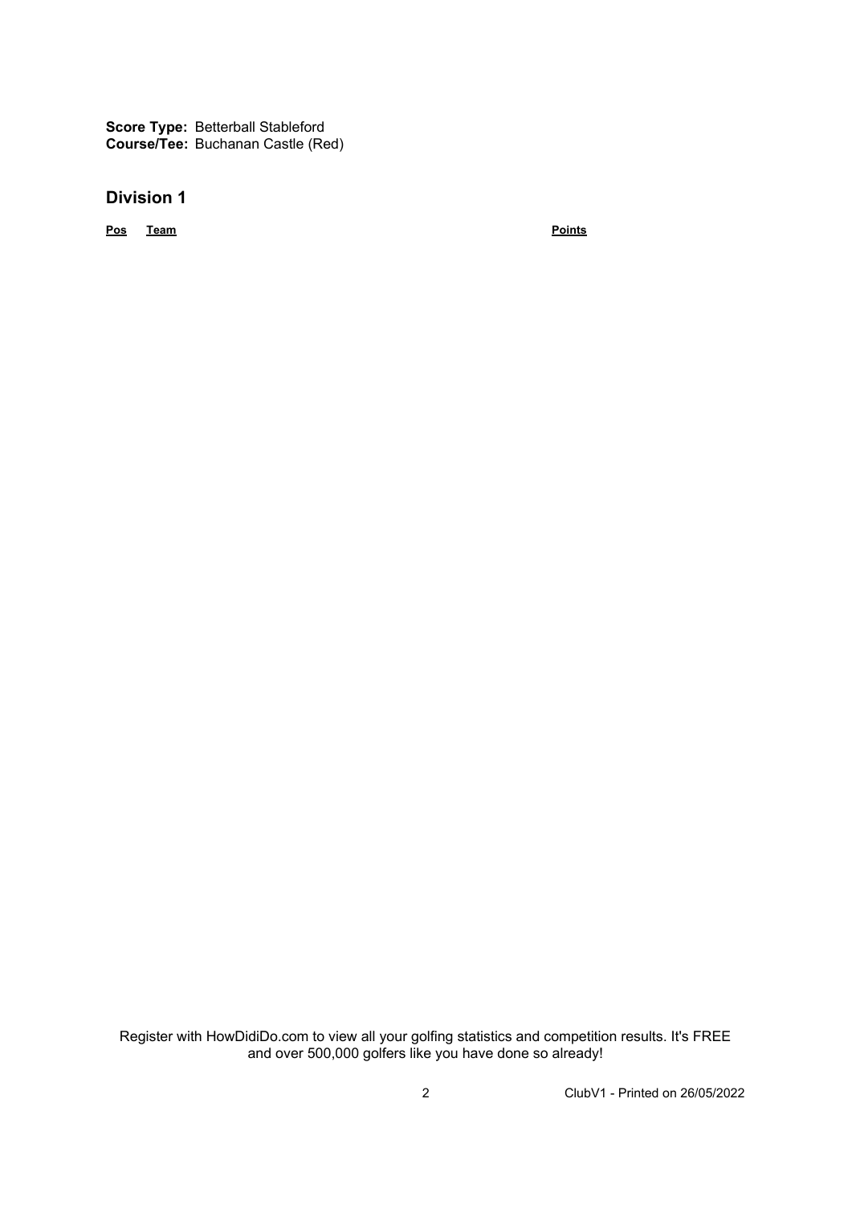**Score Type:** Betterball Stableford
**Course/Tee:** Buchanan Castle (Red)

## Division 1

| Pos | Team | Points |
|---|---|---|

Register with HowDidiDo.com to view all your golfing statistics and competition results. It's FREE and over 500,000 golfers like you have done so already!

ClubV1 - Printed on 26/05/2022